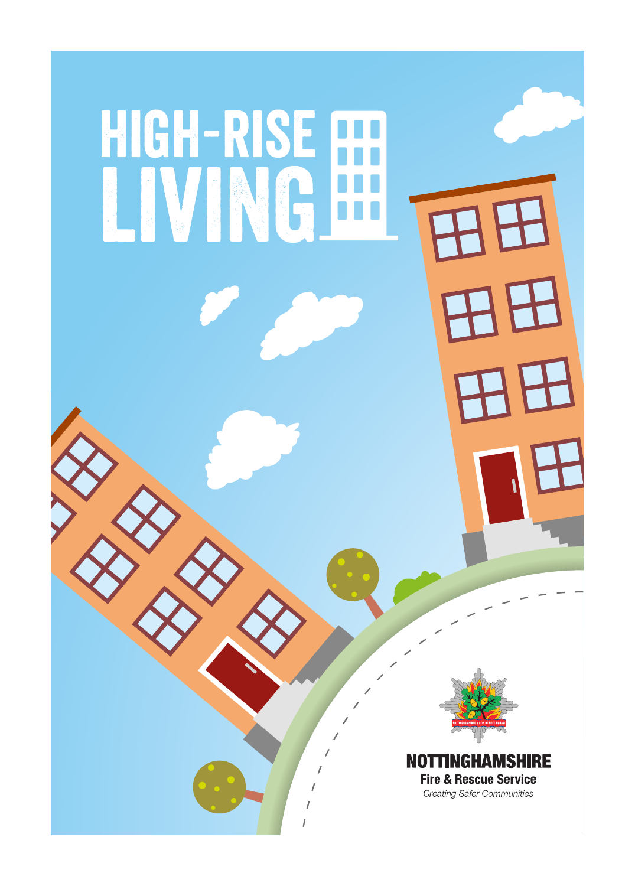# HIGH-RISE LIVING

**NOTTINGHAMSHIRE**

**Fire & Rescue Service**

*Creating Safer Communities*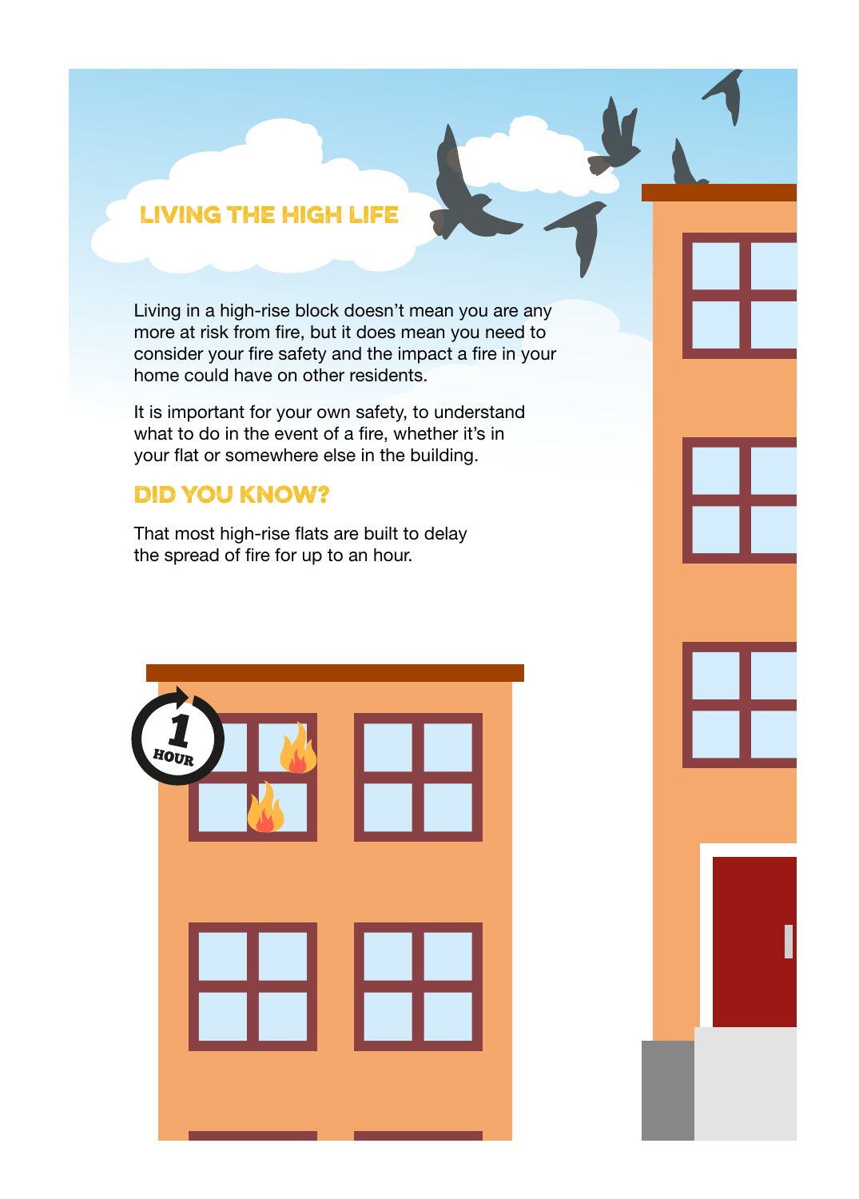## LIVING THE HIGH LIFE

Living in a high-rise block doesn't mean you are any more at risk from fire, but it does mean you need to consider your fire safety and the impact a fire in your home could have on other residents.

It is important for your own safety, to understand what to do in the event of a fire, whether it's in your flat or somewhere else in the building.

## DID YOU KNOW?

That most high-rise flats are built to delay the spread of fire for up to an hour.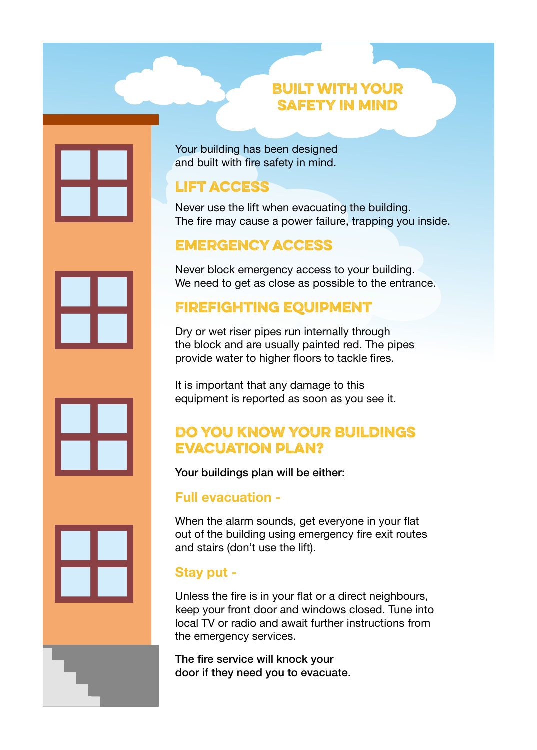# BUILT WITH YOUR SAFETY IN MIND

Your building has been designed and built with fire safety in mind.

## LIFT ACCESS

Never use the lift when evacuating the building. The fire may cause a power failure, trapping you inside.

## EMERGENCY ACCESS

Never block emergency access to your building. We need to get as close as possible to the entrance.

## FIREFIGHTING EQUIPMENT

Dry or wet riser pipes run internally through the block and are usually painted red. The pipes provide water to higher floors to tackle fires.

It is important that any damage to this equipment is reported as soon as you see it.

## DO YOU KNOW YOUR BUILDINGS EVACUATION PLAN?

**Your buildings plan will be either:**

### Full evacuation -

When the alarm sounds, get everyone in your flat out of the building using emergency fire exit routes and stairs (don't use the lift).

### Stay put -

Unless the fire is in your flat or a direct neighbours, keep your front door and windows closed. Tune into local TV or radio and await further instructions from the emergency services.

**The fire service will knock your door if they need you to evacuate.**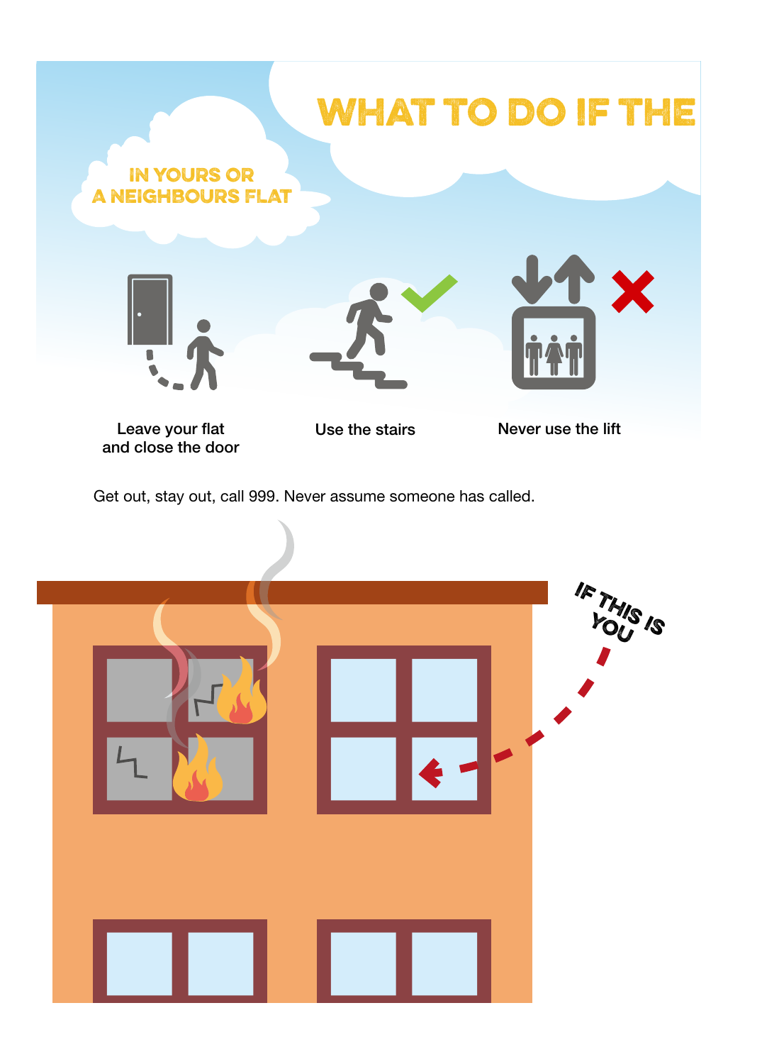# WHAT TO DO IF THE

## IN YOURS OR A NEIGHBOURS FLAT

Leave your flat and close the door

Use the stairs

Never use the lift

Get out, stay out, call 999. Never assume someone has called.

IF THIS IS YOU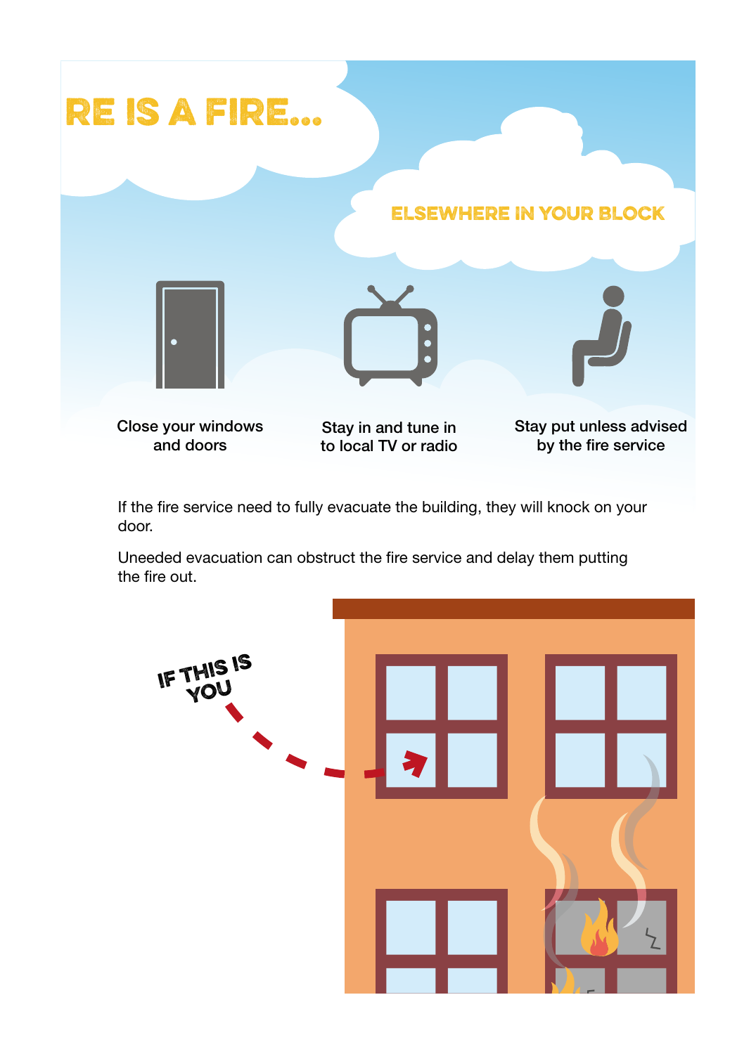# RE IS A FIRE...

## ELSEWHERE IN YOUR BLOCK

Close your windows and doors

Stay in and tune in to local TV or radio

Stay put unless advised by the fire service

If the fire service need to fully evacuate the building, they will knock on your door.

Uneeded evacuation can obstruct the fire service and delay them putting the fire out.

IF THIS IS YOU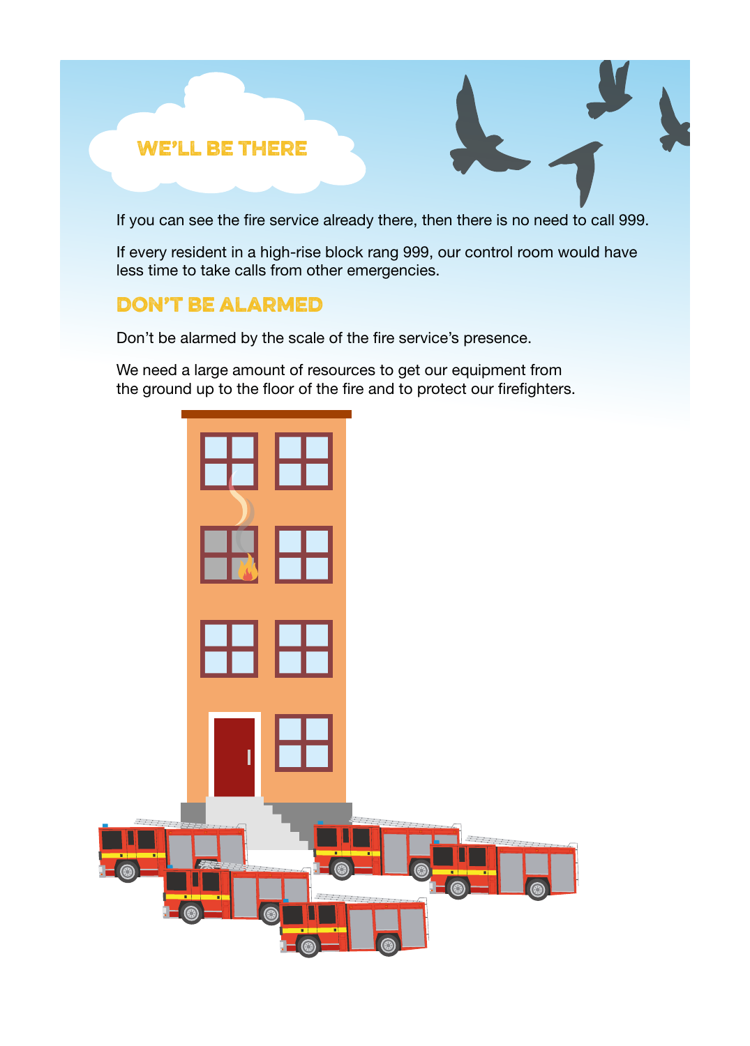## WE'LL BE THERE

If you can see the fire service already there, then there is no need to call 999.

If every resident in a high-rise block rang 999, our control room would have less time to take calls from other emergencies.

## DON'T BE ALARMED

Don't be alarmed by the scale of the fire service's presence.

We need a large amount of resources to get our equipment from the ground up to the floor of the fire and to protect our firefighters.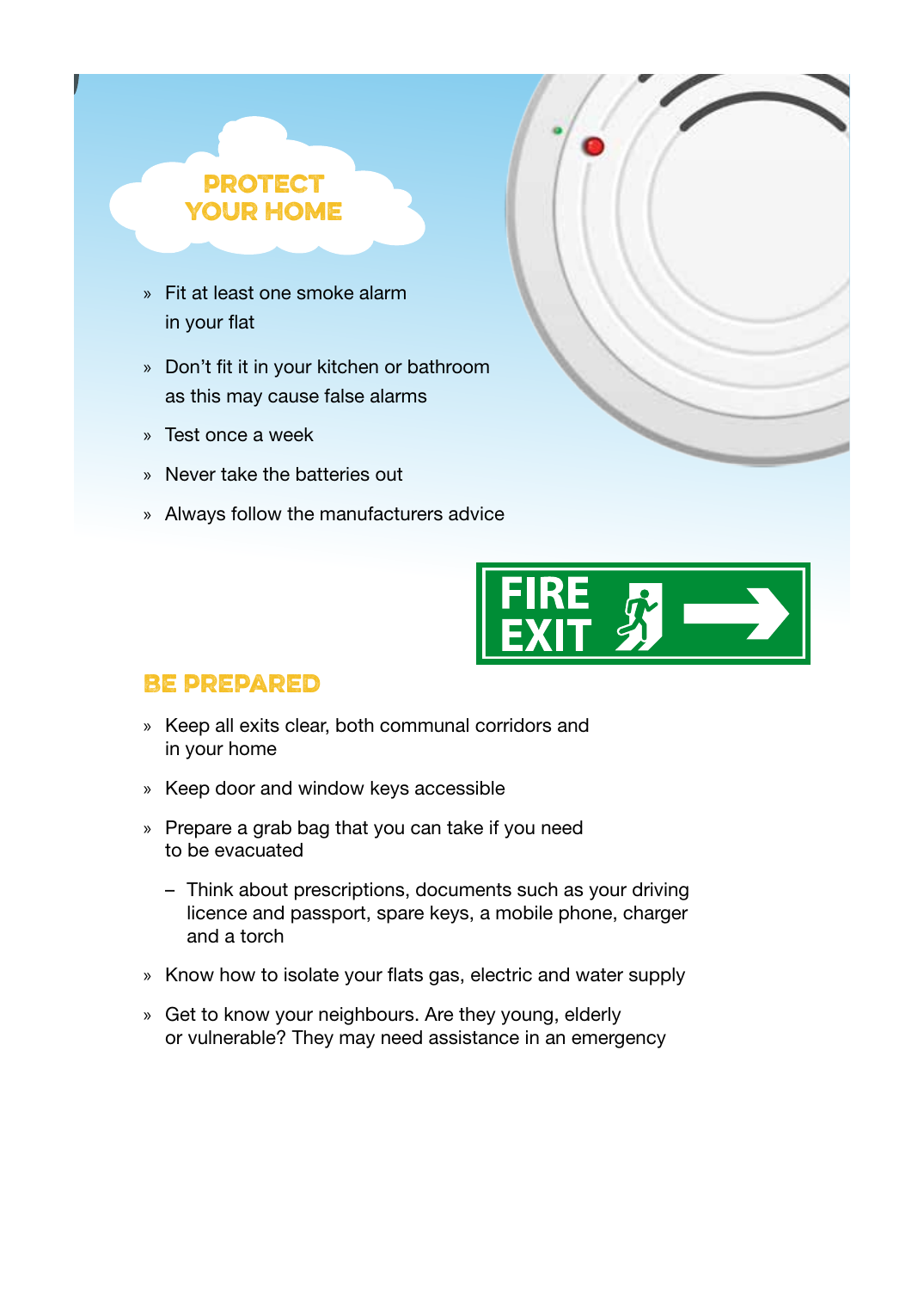## PROTECT YOUR HOME

- Fit at least one smoke alarm in your flat
- Don't fit it in your kitchen or bathroom as this may cause false alarms
- Test once a week
- Never take the batteries out
- Always follow the manufacturers advice

FIRE EXIT

## BE PREPARED

- Keep all exits clear, both communal corridors and in your home
- Keep door and window keys accessible
- Prepare a grab bag that you can take if you need to be evacuated
  - Think about prescriptions, documents such as your driving licence and passport, spare keys, a mobile phone, charger and a torch
- Know how to isolate your flats gas, electric and water supply
- Get to know your neighbours. Are they young, elderly or vulnerable? They may need assistance in an emergency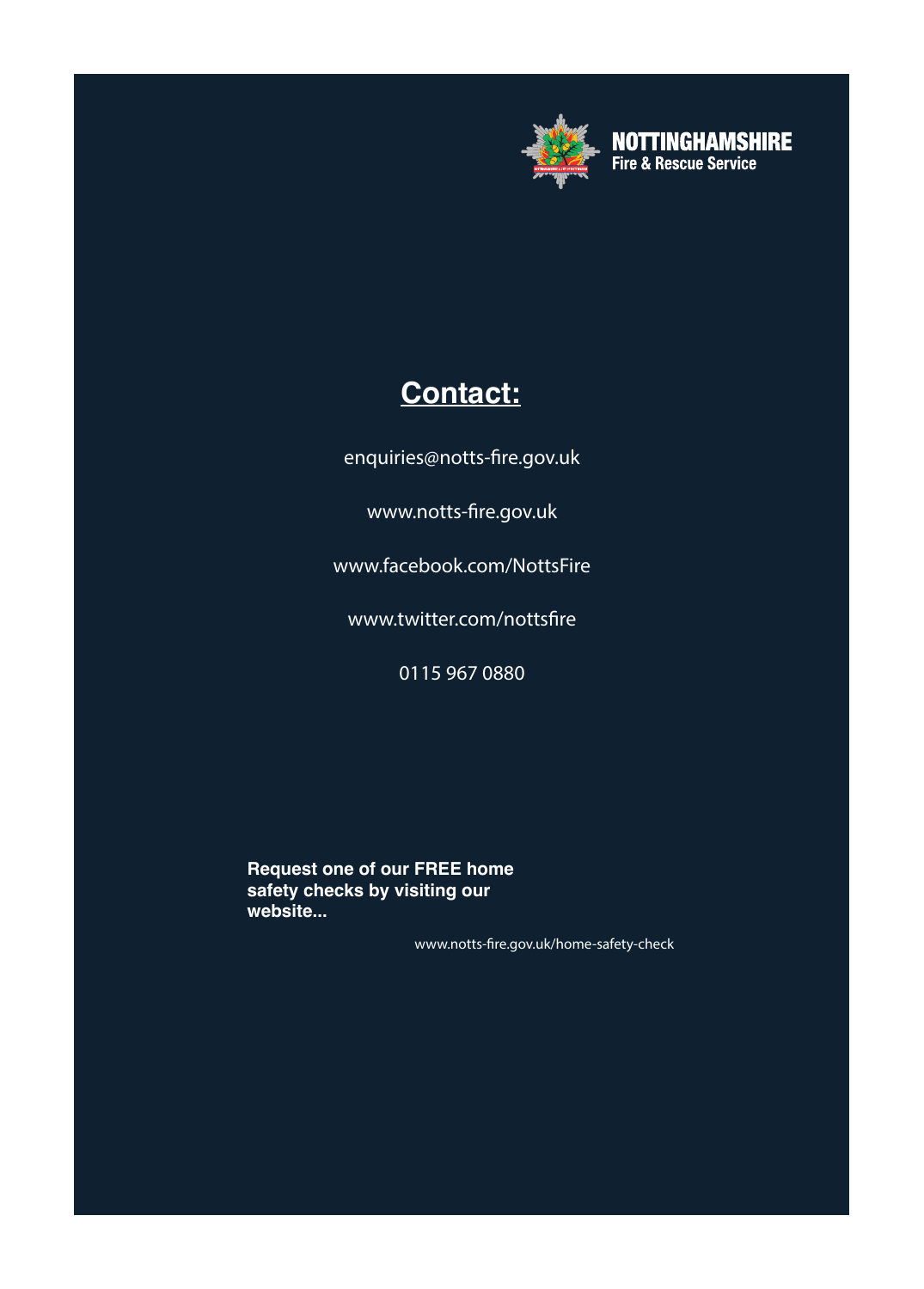NOTTINGHAMSHIRE
Fire & Rescue Service

## Contact:

enquiries@notts-fire.gov.uk

www.notts-fire.gov.uk

www.facebook.com/NottsFire

www.twitter.com/nottsfire

0115 967 0880

**Request one of our FREE home safety checks by visiting our website...**

www.notts-fire.gov.uk/home-safety-check